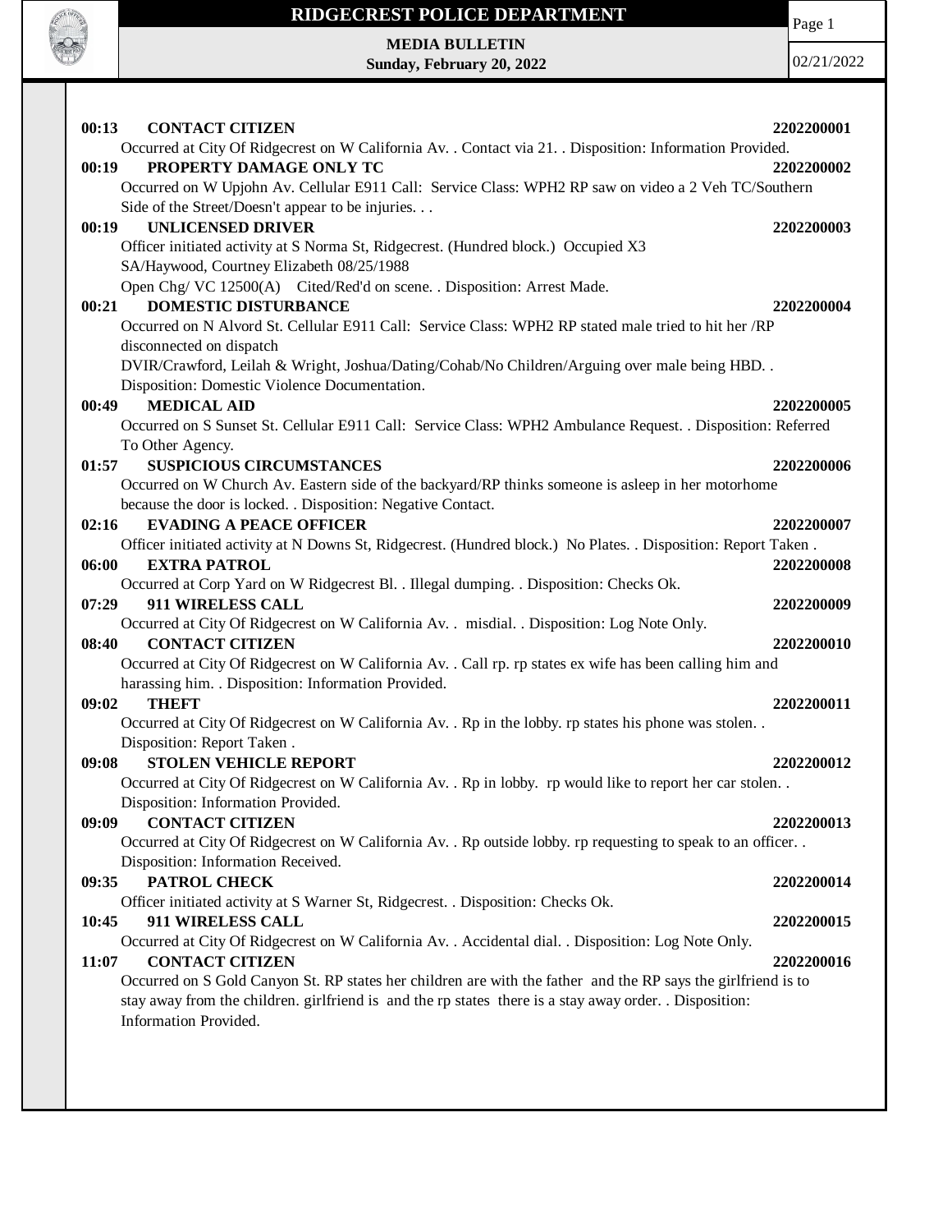# RIDGECREST POLICE DEPARTMENT

**MEDIA BULLETIN**
**Sunday, February 20, 2022**

02/21/2022

**00:13 CONTACT CITIZEN** **2202200001**
Occurred at City Of Ridgecrest on W California Av. . Contact via 21. . Disposition: Information Provided.

**00:19 PROPERTY DAMAGE ONLY TC** **2202200002**
Occurred on W Upjohn Av. Cellular E911 Call: Service Class: WPH2 RP saw on video a 2 Veh TC/Southern Side of the Street/Doesn't appear to be injuries. . .

**00:19 UNLICENSED DRIVER** **2202200003**
Officer initiated activity at S Norma St, Ridgecrest. (Hundred block.) Occupied X3
SA/Haywood, Courtney Elizabeth 08/25/1988
Open Chg/ VC 12500(A) Cited/Red'd on scene. . Disposition: Arrest Made.

**00:21 DOMESTIC DISTURBANCE** **2202200004**
Occurred on N Alvord St. Cellular E911 Call: Service Class: WPH2 RP stated male tried to hit her /RP disconnected on dispatch
DVIR/Crawford, Leilah & Wright, Joshua/Dating/Cohab/No Children/Arguing over male being HBD. . Disposition: Domestic Violence Documentation.

**00:49 MEDICAL AID** **2202200005**
Occurred on S Sunset St. Cellular E911 Call: Service Class: WPH2 Ambulance Request. . Disposition: Referred To Other Agency.

**01:57 SUSPICIOUS CIRCUMSTANCES** **2202200006**
Occurred on W Church Av. Eastern side of the backyard/RP thinks someone is asleep in her motorhome because the door is locked. . Disposition: Negative Contact.

**02:16 EVADING A PEACE OFFICER** **2202200007**
Officer initiated activity at N Downs St, Ridgecrest. (Hundred block.) No Plates. . Disposition: Report Taken .

**06:00 EXTRA PATROL** **2202200008**
Occurred at Corp Yard on W Ridgecrest Bl. . Illegal dumping. . Disposition: Checks Ok.

**07:29 911 WIRELESS CALL** **2202200009**
Occurred at City Of Ridgecrest on W California Av. . misdial. . Disposition: Log Note Only.

**08:40 CONTACT CITIZEN** **2202200010**
Occurred at City Of Ridgecrest on W California Av. . Call rp. rp states ex wife has been calling him and harassing him. . Disposition: Information Provided.

**09:02 THEFT** **2202200011**
Occurred at City Of Ridgecrest on W California Av. . Rp in the lobby. rp states his phone was stolen. . Disposition: Report Taken .

**09:08 STOLEN VEHICLE REPORT** **2202200012**
Occurred at City Of Ridgecrest on W California Av. . Rp in lobby. rp would like to report her car stolen. . Disposition: Information Provided.

**09:09 CONTACT CITIZEN** **2202200013**
Occurred at City Of Ridgecrest on W California Av. . Rp outside lobby. rp requesting to speak to an officer. . Disposition: Information Received.

**09:35 PATROL CHECK** **2202200014**
Officer initiated activity at S Warner St, Ridgecrest. . Disposition: Checks Ok.

**10:45 911 WIRELESS CALL** **2202200015**
Occurred at City Of Ridgecrest on W California Av. . Accidental dial. . Disposition: Log Note Only.

**11:07 CONTACT CITIZEN** **2202200016**
Occurred on S Gold Canyon St. RP states her children are with the father and the RP says the girlfriend is to stay away from the children. girlfriend is and the rp states there is a stay away order. . Disposition: Information Provided.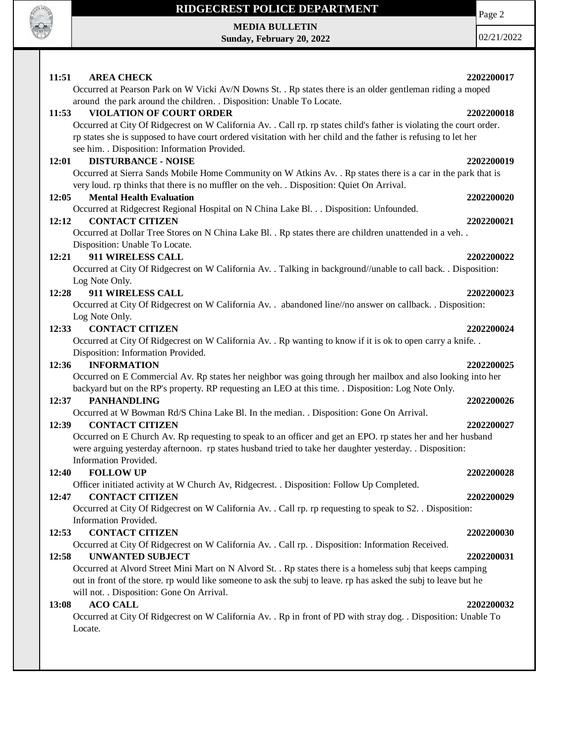**11:51 AREA CHECK 2202200017**

Occurred at Pearson Park on W Vicki Av/N Downs St. . Rp states there is an older gentleman riding a moped around the park around the children. . Disposition: Unable To Locate.

**11:53 VIOLATION OF COURT ORDER 2202200018**

Occurred at City Of Ridgecrest on W California Av. . Call rp. rp states child's father is violating the court order. rp states she is supposed to have court ordered visitation with her child and the father is refusing to let her see him. . Disposition: Information Provided.

**12:01 DISTURBANCE - NOISE 2202200019**

Occurred at Sierra Sands Mobile Home Community on W Atkins Av. . Rp states there is a car in the park that is very loud. rp thinks that there is no muffler on the veh. . Disposition: Quiet On Arrival.

**12:05 Mental Health Evaluation 2202200020**

Occurred at Ridgecrest Regional Hospital on N China Lake Bl. . . Disposition: Unfounded.

**12:12 CONTACT CITIZEN 2202200021**

Occurred at Dollar Tree Stores on N China Lake Bl. . Rp states there are children unattended in a veh. . Disposition: Unable To Locate.

**12:21 911 WIRELESS CALL 2202200022**

Occurred at City Of Ridgecrest on W California Av. . Talking in background//unable to call back. . Disposition: Log Note Only.

**12:28 911 WIRELESS CALL 2202200023**

Occurred at City Of Ridgecrest on W California Av. . abandoned line//no answer on callback. . Disposition: Log Note Only.

**12:33 CONTACT CITIZEN 2202200024**

Occurred at City Of Ridgecrest on W California Av. . Rp wanting to know if it is ok to open carry a knife. . Disposition: Information Provided.

**12:36 INFORMATION 2202200025**

Occurred on E Commercial Av. Rp states her neighbor was going through her mailbox and also looking into her backyard but on the RP's property. RP requesting an LEO at this time. . Disposition: Log Note Only.

**12:37 PANHANDLING 2202200026**

Occurred at W Bowman Rd/S China Lake Bl. In the median. . Disposition: Gone On Arrival.

**12:39 CONTACT CITIZEN 2202200027**

Occurred on E Church Av. Rp requesting to speak to an officer and get an EPO. rp states her and her husband were arguing yesterday afternoon. rp states husband tried to take her daughter yesterday. . Disposition: Information Provided.

**12:40 FOLLOW UP 2202200028**

Officer initiated activity at W Church Av, Ridgecrest. . Disposition: Follow Up Completed.

**12:47 CONTACT CITIZEN 2202200029**

Occurred at City Of Ridgecrest on W California Av. . Call rp. rp requesting to speak to S2. . Disposition: Information Provided.

**12:53 CONTACT CITIZEN 2202200030**

Occurred at City Of Ridgecrest on W California Av. . Call rp. . Disposition: Information Received.

**12:58 UNWANTED SUBJECT 2202200031**

Occurred at Alvord Street Mini Mart on N Alvord St. . Rp states there is a homeless subj that keeps camping out in front of the store. rp would like someone to ask the subj to leave. rp has asked the subj to leave but he will not. . Disposition: Gone On Arrival.

**13:08 ACO CALL 2202200032**

Occurred at City Of Ridgecrest on W California Av. . Rp in front of PD with stray dog. . Disposition: Unable To Locate.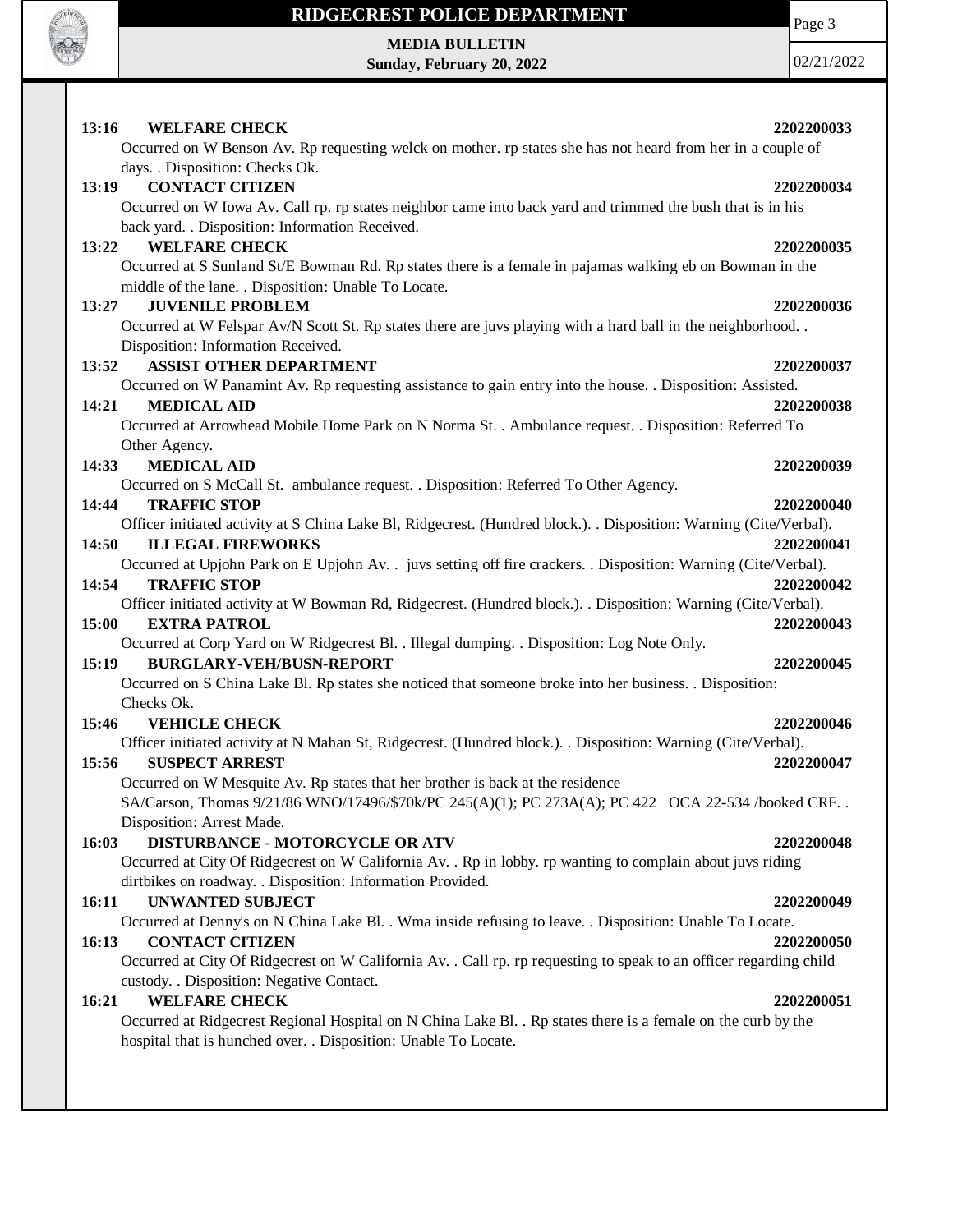**13:16 WELFARE CHECK 2202200033**

Occurred on W Benson Av. Rp requesting welck on mother. rp states she has not heard from her in a couple of days. . Disposition: Checks Ok.

**13:19 CONTACT CITIZEN 2202200034**

Occurred on W Iowa Av. Call rp. rp states neighbor came into back yard and trimmed the bush that is in his back yard. . Disposition: Information Received.

**13:22 WELFARE CHECK 2202200035**

Occurred at S Sunland St/E Bowman Rd. Rp states there is a female in pajamas walking eb on Bowman in the middle of the lane. . Disposition: Unable To Locate.

**13:27 JUVENILE PROBLEM 2202200036**

Occurred at W Felspar Av/N Scott St. Rp states there are juvs playing with a hard ball in the neighborhood. . Disposition: Information Received.

**13:52 ASSIST OTHER DEPARTMENT 2202200037**

Occurred on W Panamint Av. Rp requesting assistance to gain entry into the house. . Disposition: Assisted.

**14:21 MEDICAL AID 2202200038**

Occurred at Arrowhead Mobile Home Park on N Norma St. . Ambulance request. . Disposition: Referred To Other Agency.

**14:33 MEDICAL AID 2202200039**

Occurred on S McCall St. ambulance request. . Disposition: Referred To Other Agency.

**14:44 TRAFFIC STOP 2202200040**

Officer initiated activity at S China Lake Bl, Ridgecrest. (Hundred block.). . Disposition: Warning (Cite/Verbal).

**14:50 ILLEGAL FIREWORKS 2202200041**

Occurred at Upjohn Park on E Upjohn Av. . juvs setting off fire crackers. . Disposition: Warning (Cite/Verbal).

**14:54 TRAFFIC STOP 2202200042**

Officer initiated activity at W Bowman Rd, Ridgecrest. (Hundred block.). . Disposition: Warning (Cite/Verbal).

**15:00 EXTRA PATROL 2202200043**

Occurred at Corp Yard on W Ridgecrest Bl. . Illegal dumping. . Disposition: Log Note Only.

**15:19 BURGLARY-VEH/BUSN-REPORT 2202200045**

Occurred on S China Lake Bl. Rp states she noticed that someone broke into her business. . Disposition: Checks Ok.

**15:46 VEHICLE CHECK 2202200046**

Officer initiated activity at N Mahan St, Ridgecrest. (Hundred block.). . Disposition: Warning (Cite/Verbal).

**15:56 SUSPECT ARREST 2202200047**

Occurred on W Mesquite Av. Rp states that her brother is back at the residence SA/Carson, Thomas 9/21/86 WNO/17496/$70k/PC 245(A)(1); PC 273A(A); PC 422 OCA 22-534 /booked CRF. . Disposition: Arrest Made.

**16:03 DISTURBANCE - MOTORCYCLE OR ATV 2202200048**

Occurred at City Of Ridgecrest on W California Av. . Rp in lobby. rp wanting to complain about juvs riding dirtbikes on roadway. . Disposition: Information Provided.

**16:11 UNWANTED SUBJECT 2202200049**

Occurred at Denny's on N China Lake Bl. . Wma inside refusing to leave. . Disposition: Unable To Locate.

**16:13 CONTACT CITIZEN 2202200050**

Occurred at City Of Ridgecrest on W California Av. . Call rp. rp requesting to speak to an officer regarding child custody. . Disposition: Negative Contact.

**16:21 WELFARE CHECK 2202200051**

Occurred at Ridgecrest Regional Hospital on N China Lake Bl. . Rp states there is a female on the curb by the hospital that is hunched over. . Disposition: Unable To Locate.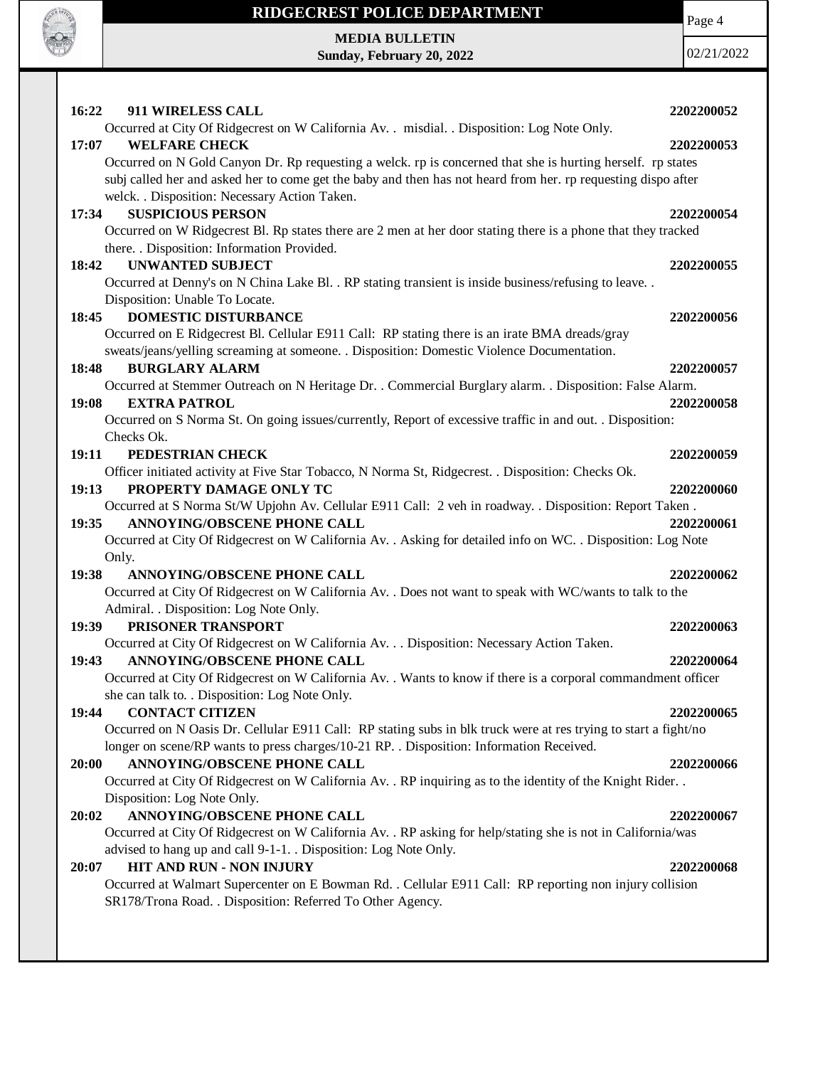**16:22 911 WIRELESS CALL** **2202200052**
Occurred at City Of Ridgecrest on W California Av. . misdial. . Disposition: Log Note Only.

**17:07 WELFARE CHECK** **2202200053**
Occurred on N Gold Canyon Dr. Rp requesting a welck. rp is concerned that she is hurting herself. rp states subj called her and asked her to come get the baby and then has not heard from her. rp requesting dispo after welck. . Disposition: Necessary Action Taken.

**17:34 SUSPICIOUS PERSON** **2202200054**
Occurred on W Ridgecrest Bl. Rp states there are 2 men at her door stating there is a phone that they tracked there. . Disposition: Information Provided.

**18:42 UNWANTED SUBJECT** **2202200055**
Occurred at Denny's on N China Lake Bl. . RP stating transient is inside business/refusing to leave. . Disposition: Unable To Locate.

**18:45 DOMESTIC DISTURBANCE** **2202200056**
Occurred on E Ridgecrest Bl. Cellular E911 Call: RP stating there is an irate BMA dreads/gray sweats/jeans/yelling screaming at someone. . Disposition: Domestic Violence Documentation.

**18:48 BURGLARY ALARM** **2202200057**
Occurred at Stemmer Outreach on N Heritage Dr. . Commercial Burglary alarm. . Disposition: False Alarm.

**19:08 EXTRA PATROL** **2202200058**
Occurred on S Norma St. On going issues/currently, Report of excessive traffic in and out. . Disposition: Checks Ok.

**19:11 PEDESTRIAN CHECK** **2202200059**
Officer initiated activity at Five Star Tobacco, N Norma St, Ridgecrest. . Disposition: Checks Ok.

**19:13 PROPERTY DAMAGE ONLY TC** **2202200060**
Occurred at S Norma St/W Upjohn Av. Cellular E911 Call: 2 veh in roadway. . Disposition: Report Taken .

**19:35 ANNOYING/OBSCENE PHONE CALL** **2202200061**
Occurred at City Of Ridgecrest on W California Av. . Asking for detailed info on WC. . Disposition: Log Note Only.

**19:38 ANNOYING/OBSCENE PHONE CALL** **2202200062**
Occurred at City Of Ridgecrest on W California Av. . Does not want to speak with WC/wants to talk to the Admiral. . Disposition: Log Note Only.

**19:39 PRISONER TRANSPORT** **2202200063**
Occurred at City Of Ridgecrest on W California Av. . . Disposition: Necessary Action Taken.

**19:43 ANNOYING/OBSCENE PHONE CALL** **2202200064**
Occurred at City Of Ridgecrest on W California Av. . Wants to know if there is a corporal commandment officer she can talk to. . Disposition: Log Note Only.

**19:44 CONTACT CITIZEN** **2202200065**
Occurred on N Oasis Dr. Cellular E911 Call: RP stating subs in blk truck were at res trying to start a fight/no longer on scene/RP wants to press charges/10-21 RP. . Disposition: Information Received.

**20:00 ANNOYING/OBSCENE PHONE CALL** **2202200066**
Occurred at City Of Ridgecrest on W California Av. . RP inquiring as to the identity of the Knight Rider. . Disposition: Log Note Only.

**20:02 ANNOYING/OBSCENE PHONE CALL** **2202200067**
Occurred at City Of Ridgecrest on W California Av. . RP asking for help/stating she is not in California/was advised to hang up and call 9-1-1. . Disposition: Log Note Only.

**20:07 HIT AND RUN - NON INJURY** **2202200068**
Occurred at Walmart Supercenter on E Bowman Rd. . Cellular E911 Call: RP reporting non injury collision SR178/Trona Road. . Disposition: Referred To Other Agency.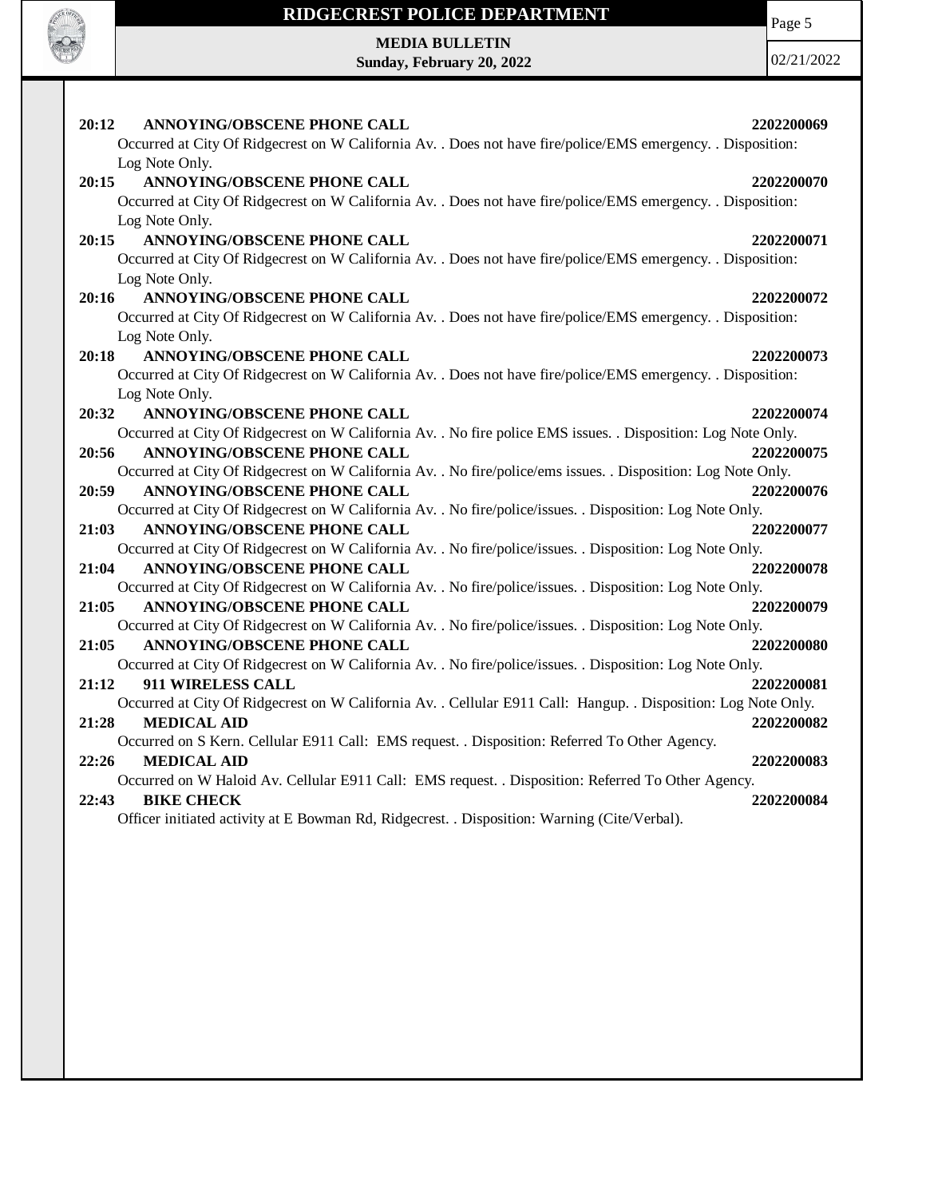**20:12 ANNOYING/OBSCENE PHONE CALL 2202200069**

Occurred at City Of Ridgecrest on W California Av. . Does not have fire/police/EMS emergency. . Disposition: Log Note Only.

**20:15 ANNOYING/OBSCENE PHONE CALL 2202200070**

Occurred at City Of Ridgecrest on W California Av. . Does not have fire/police/EMS emergency. . Disposition: Log Note Only.

**20:15 ANNOYING/OBSCENE PHONE CALL 2202200071**

Occurred at City Of Ridgecrest on W California Av. . Does not have fire/police/EMS emergency. . Disposition: Log Note Only.

**20:16 ANNOYING/OBSCENE PHONE CALL 2202200072**

Occurred at City Of Ridgecrest on W California Av. . Does not have fire/police/EMS emergency. . Disposition: Log Note Only.

**20:18 ANNOYING/OBSCENE PHONE CALL 2202200073**

Occurred at City Of Ridgecrest on W California Av. . Does not have fire/police/EMS emergency. . Disposition: Log Note Only.

**20:32 ANNOYING/OBSCENE PHONE CALL 2202200074**

Occurred at City Of Ridgecrest on W California Av. . No fire police EMS issues. . Disposition: Log Note Only.

**20:56 ANNOYING/OBSCENE PHONE CALL 2202200075**

Occurred at City Of Ridgecrest on W California Av. . No fire/police/ems issues. . Disposition: Log Note Only.

**20:59 ANNOYING/OBSCENE PHONE CALL 2202200076**

Occurred at City Of Ridgecrest on W California Av. . No fire/police/issues. . Disposition: Log Note Only.

**21:03 ANNOYING/OBSCENE PHONE CALL 2202200077**

Occurred at City Of Ridgecrest on W California Av. . No fire/police/issues. . Disposition: Log Note Only.

**21:04 ANNOYING/OBSCENE PHONE CALL 2202200078**

Occurred at City Of Ridgecrest on W California Av. . No fire/police/issues. . Disposition: Log Note Only.

**21:05 ANNOYING/OBSCENE PHONE CALL 2202200079**

Occurred at City Of Ridgecrest on W California Av. . No fire/police/issues. . Disposition: Log Note Only.

**21:05 ANNOYING/OBSCENE PHONE CALL 2202200080**

Occurred at City Of Ridgecrest on W California Av. . No fire/police/issues. . Disposition: Log Note Only.

**21:12 911 WIRELESS CALL 2202200081**

Occurred at City Of Ridgecrest on W California Av. . Cellular E911 Call: Hangup. . Disposition: Log Note Only.

**21:28 MEDICAL AID 2202200082**

Occurred on S Kern. Cellular E911 Call: EMS request. . Disposition: Referred To Other Agency.

**22:26 MEDICAL AID 2202200083**

Occurred on W Haloid Av. Cellular E911 Call: EMS request. . Disposition: Referred To Other Agency.

**22:43 BIKE CHECK 2202200084**

Officer initiated activity at E Bowman Rd, Ridgecrest. . Disposition: Warning (Cite/Verbal).